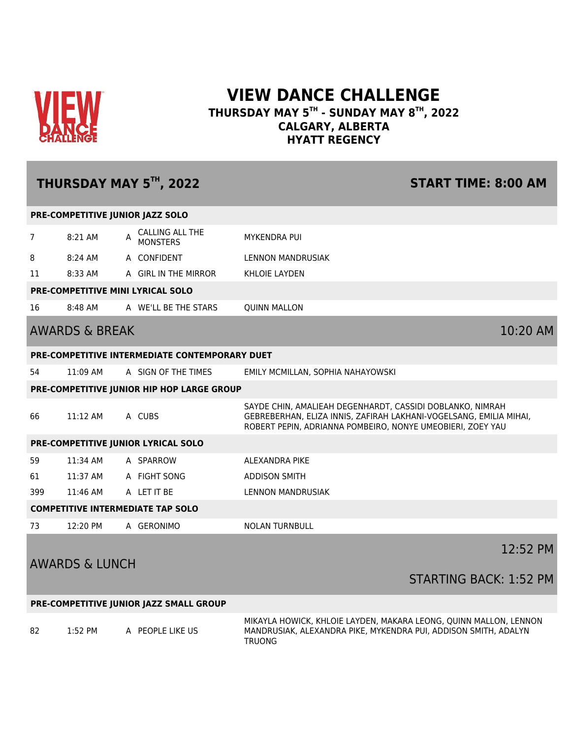# VIEW DANCE CHALLENGE

### THURSDAY MAY 5TH - SUNDAY MAY 8TH, 2022
### CALGARY, ALBERTA
### HYATT REGENCY

## THURSDAY MAY 5TH, 2022 — START TIME: 8:00 AM

| # | Time | | Title | Dancer(s) |
|---|---|---|---|---|
| **PRE-COMPETITIVE JUNIOR JAZZ SOLO** | | | | |
| 7 | 8:21 AM | A | CALLING ALL THE MONSTERS | MYKENDRA PUI |
| 8 | 8:24 AM | A | CONFIDENT | LENNON MANDRUSIAK |
| 11 | 8:33 AM | A | GIRL IN THE MIRROR | KHLOIE LAYDEN |
| **PRE-COMPETITIVE MINI LYRICAL SOLO** | | | | |
| 16 | 8:48 AM | A | WE'LL BE THE STARS | QUINN MALLON |
| **AWARDS & BREAK** | | | | 10:20 AM |
| **PRE-COMPETITIVE INTERMEDIATE CONTEMPORARY DUET** | | | | |
| 54 | 11:09 AM | A | SIGN OF THE TIMES | EMILY MCMILLAN, SOPHIA NAHAYOWSKI |
| **PRE-COMPETITIVE JUNIOR HIP HOP LARGE GROUP** | | | | |
| 66 | 11:12 AM | A | CUBS | SAYDE CHIN, AMALIEAH DEGENHARDT, CASSIDI DOBLANKO, NIMRAH GEBREBERHAN, ELIZA INNIS, ZAFIRAH LAKHANI-VOGELSANG, EMILIA MIHAI, ROBERT PEPIN, ADRIANNA POMBEIRO, NONYE UMEOBIERI, ZOEY YAU |
| **PRE-COMPETITIVE JUNIOR LYRICAL SOLO** | | | | |
| 59 | 11:34 AM | A | SPARROW | ALEXANDRA PIKE |
| 61 | 11:37 AM | A | FIGHT SONG | ADDISON SMITH |
| 399 | 11:46 AM | A | LET IT BE | LENNON MANDRUSIAK |
| **COMPETITIVE INTERMEDIATE TAP SOLO** | | | | |
| 73 | 12:20 PM | A | GERONIMO | NOLAN TURNBULL |
| **AWARDS & LUNCH** | | | | 12:52 PM / STARTING BACK: 1:52 PM |
| **PRE-COMPETITIVE JUNIOR JAZZ SMALL GROUP** | | | | |
| 82 | 1:52 PM | A | PEOPLE LIKE US | MIKAYLA HOWICK, KHLOIE LAYDEN, MAKARA LEONG, QUINN MALLON, LENNON MANDRUSIAK, ALEXANDRA PIKE, MYKENDRA PUI, ADDISON SMITH, ADALYN TRUONG |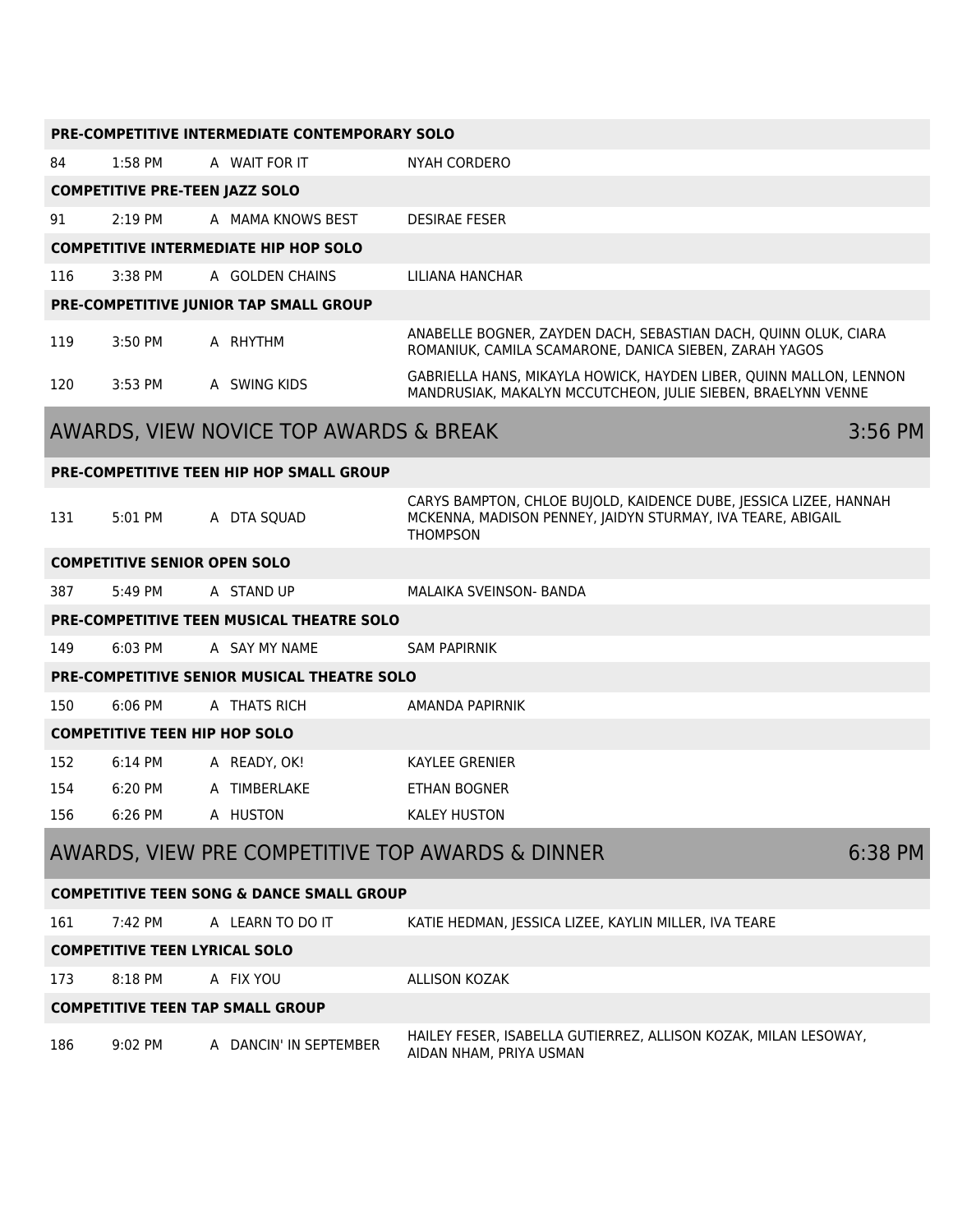| | | | |
|---|---|---|---|
| **PRE-COMPETITIVE INTERMEDIATE CONTEMPORARY SOLO** | | | |
| 84 | 1:58 PM | A WAIT FOR IT | NYAH CORDERO |
| **COMPETITIVE PRE-TEEN JAZZ SOLO** | | | |
| 91 | 2:19 PM | A MAMA KNOWS BEST | DESIRAE FESER |
| **COMPETITIVE INTERMEDIATE HIP HOP SOLO** | | | |
| 116 | 3:38 PM | A GOLDEN CHAINS | LILIANA HANCHAR |
| **PRE-COMPETITIVE JUNIOR TAP SMALL GROUP** | | | |
| 119 | 3:50 PM | A RHYTHM | ANABELLE BOGNER, ZAYDEN DACH, SEBASTIAN DACH, QUINN OLUK, CIARA ROMANIUK, CAMILA SCAMARONE, DANICA SIEBEN, ZARAH YAGOS |
| 120 | 3:53 PM | A SWING KIDS | GABRIELLA HANS, MIKAYLA HOWICK, HAYDEN LIBER, QUINN MALLON, LENNON MANDRUSIAK, MAKALYN MCCUTCHEON, JULIE SIEBEN, BRAELYNN VENNE |

## AWARDS, VIEW NOVICE TOP AWARDS & BREAK — 3:56 PM

| | | | |
|---|---|---|---|
| **PRE-COMPETITIVE TEEN HIP HOP SMALL GROUP** | | | |
| 131 | 5:01 PM | A DTA SQUAD | CARYS BAMPTON, CHLOE BUJOLD, KAIDENCE DUBE, JESSICA LIZEE, HANNAH MCKENNA, MADISON PENNEY, JAIDYN STURMAY, IVA TEARE, ABIGAIL THOMPSON |
| **COMPETITIVE SENIOR OPEN SOLO** | | | |
| 387 | 5:49 PM | A STAND UP | MALAIKA SVEINSON- BANDA |
| **PRE-COMPETITIVE TEEN MUSICAL THEATRE SOLO** | | | |
| 149 | 6:03 PM | A SAY MY NAME | SAM PAPIRNIK |
| **PRE-COMPETITIVE SENIOR MUSICAL THEATRE SOLO** | | | |
| 150 | 6:06 PM | A THATS RICH | AMANDA PAPIRNIK |
| **COMPETITIVE TEEN HIP HOP SOLO** | | | |
| 152 | 6:14 PM | A READY, OK! | KAYLEE GRENIER |
| 154 | 6:20 PM | A TIMBERLAKE | ETHAN BOGNER |
| 156 | 6:26 PM | A HUSTON | KALEY HUSTON |

## AWARDS, VIEW PRE COMPETITIVE TOP AWARDS & DINNER — 6:38 PM

| | | | |
|---|---|---|---|
| **COMPETITIVE TEEN SONG & DANCE SMALL GROUP** | | | |
| 161 | 7:42 PM | A LEARN TO DO IT | KATIE HEDMAN, JESSICA LIZEE, KAYLIN MILLER, IVA TEARE |
| **COMPETITIVE TEEN LYRICAL SOLO** | | | |
| 173 | 8:18 PM | A FIX YOU | ALLISON KOZAK |
| **COMPETITIVE TEEN TAP SMALL GROUP** | | | |
| 186 | 9:02 PM | A DANCIN' IN SEPTEMBER | HAILEY FESER, ISABELLA GUTIERREZ, ALLISON KOZAK, MILAN LESOWAY, AIDAN NHAM, PRIYA USMAN |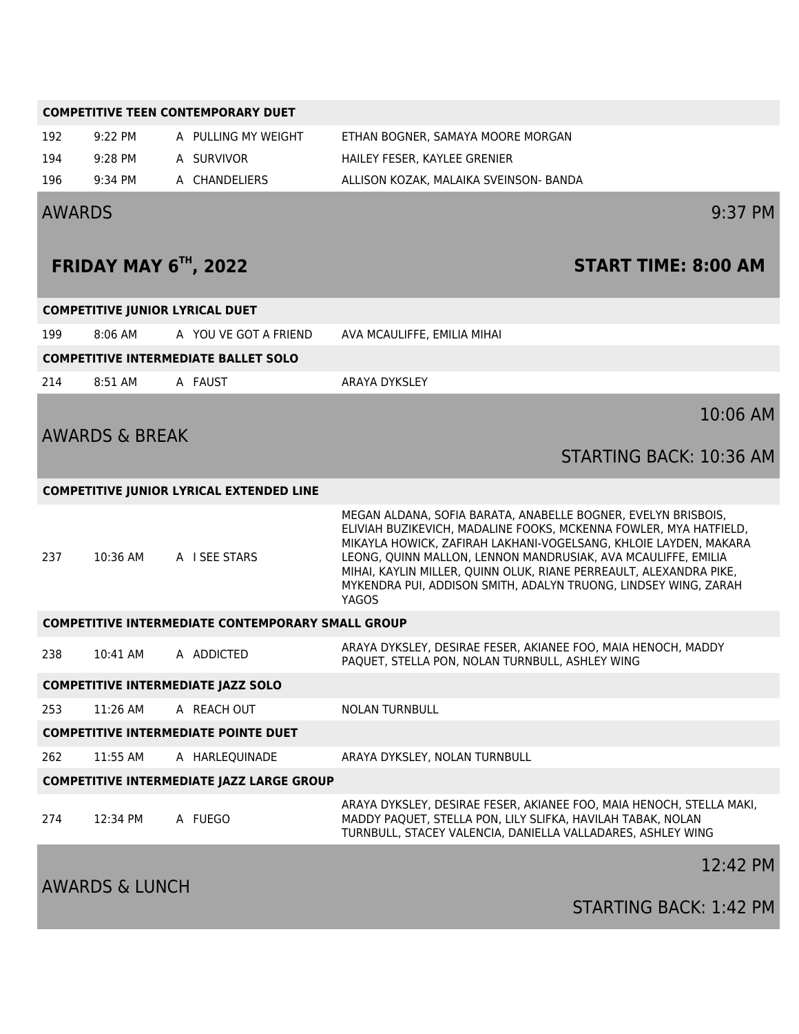**COMPETITIVE TEEN CONTEMPORARY DUET**

| | | | |
|---|---|---|---|
| 192 | 9:22 PM | A PULLING MY WEIGHT | ETHAN BOGNER, SAMAYA MOORE MORGAN |
| 194 | 9:28 PM | A SURVIVOR | HAILEY FESER, KAYLEE GRENIER |
| 196 | 9:34 PM | A CHANDELIERS | ALLISON KOZAK, MALAIKA SVEINSON- BANDA |

## AWARDS 9:37 PM

## FRIDAY MAY 6TH, 2022 START TIME: 8:00 AM

**COMPETITIVE JUNIOR LYRICAL DUET**

| | | | |
|---|---|---|---|
| 199 | 8:06 AM | A YOU VE GOT A FRIEND | AVA MCAULIFFE, EMILIA MIHAI |

**COMPETITIVE INTERMEDIATE BALLET SOLO**

| | | | |
|---|---|---|---|
| 214 | 8:51 AM | A FAUST | ARAYA DYKSLEY |

## AWARDS & BREAK 10:06 AM

STARTING BACK: 10:36 AM

**COMPETITIVE JUNIOR LYRICAL EXTENDED LINE**

| | | | |
|---|---|---|---|
| 237 | 10:36 AM | A I SEE STARS | MEGAN ALDANA, SOFIA BARATA, ANABELLE BOGNER, EVELYN BRISBOIS, ELIVIAH BUZIKEVICH, MADALINE FOOKS, MCKENNA FOWLER, MYA HATFIELD, MIKAYLA HOWICK, ZAFIRAH LAKHANI-VOGELSANG, KHLOIE LAYDEN, MAKARA LEONG, QUINN MALLON, LENNON MANDRUSIAK, AVA MCAULIFFE, EMILIA MIHAI, KAYLIN MILLER, QUINN OLUK, RIANE PERREAULT, ALEXANDRA PIKE, MYKENDRA PUI, ADDISON SMITH, ADALYN TRUONG, LINDSEY WING, ZARAH YAGOS |

**COMPETITIVE INTERMEDIATE CONTEMPORARY SMALL GROUP**

| | | | |
|---|---|---|---|
| 238 | 10:41 AM | A ADDICTED | ARAYA DYKSLEY, DESIRAE FESER, AKIANEE FOO, MAIA HENOCH, MADDY PAQUET, STELLA PON, NOLAN TURNBULL, ASHLEY WING |

**COMPETITIVE INTERMEDIATE JAZZ SOLO**

| | | | |
|---|---|---|---|
| 253 | 11:26 AM | A REACH OUT | NOLAN TURNBULL |

**COMPETITIVE INTERMEDIATE POINTE DUET**

| | | | |
|---|---|---|---|
| 262 | 11:55 AM | A HARLEQUINADE | ARAYA DYKSLEY, NOLAN TURNBULL |

**COMPETITIVE INTERMEDIATE JAZZ LARGE GROUP**

| | | | |
|---|---|---|---|
| 274 | 12:34 PM | A FUEGO | ARAYA DYKSLEY, DESIRAE FESER, AKIANEE FOO, MAIA HENOCH, STELLA MAKI, MADDY PAQUET, STELLA PON, LILY SLIFKA, HAVILAH TABAK, NOLAN TURNBULL, STACEY VALENCIA, DANIELLA VALLADARES, ASHLEY WING |

## AWARDS & LUNCH 12:42 PM

STARTING BACK: 1:42 PM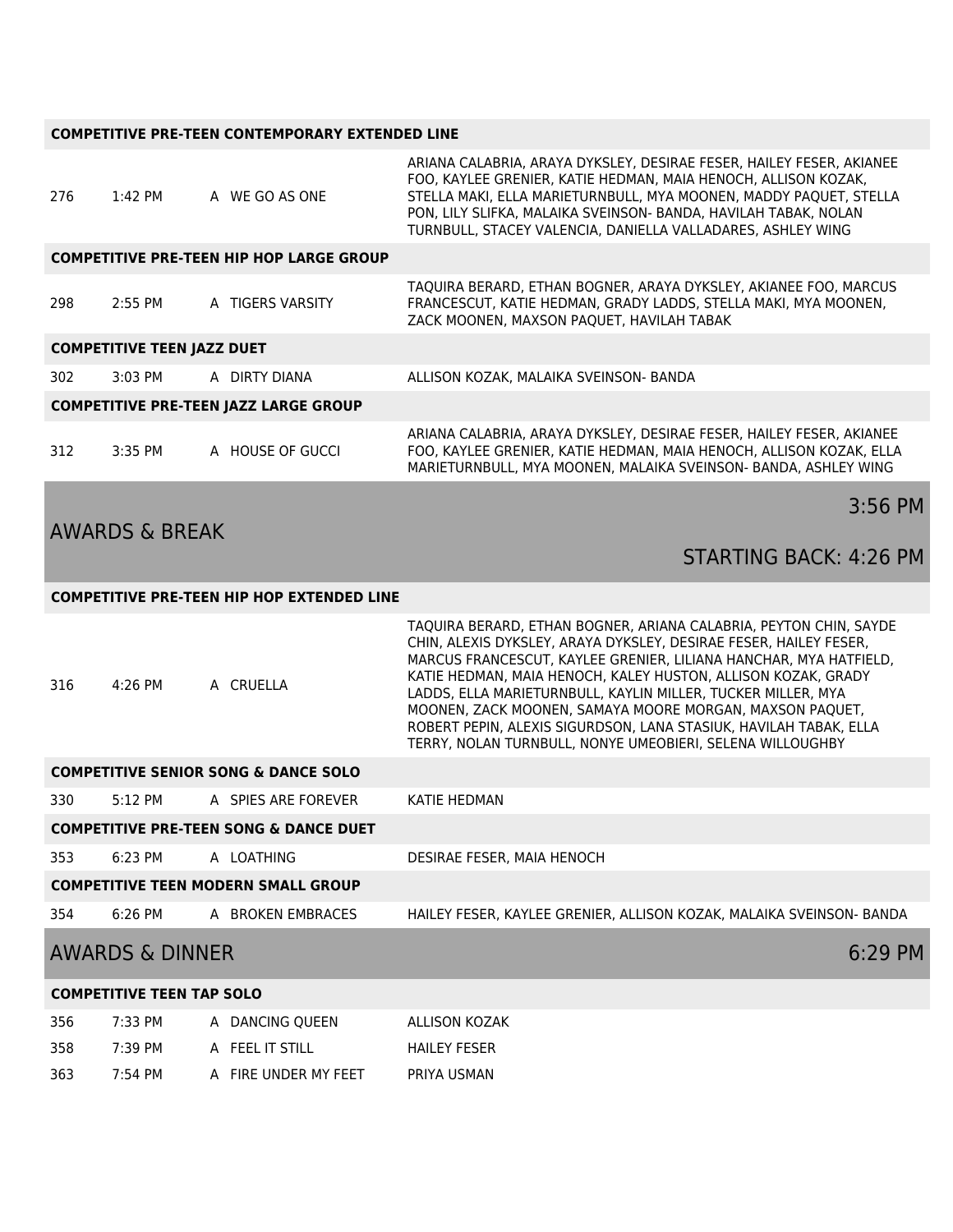| | | | |
|---|---|---|---|
| **COMPETITIVE PRE-TEEN CONTEMPORARY EXTENDED LINE** | | | |
| 276 | 1:42 PM | A WE GO AS ONE | ARIANA CALABRIA, ARAYA DYKSLEY, DESIRAE FESER, HAILEY FESER, AKIANEE FOO, KAYLEE GRENIER, KATIE HEDMAN, MAIA HENOCH, ALLISON KOZAK, STELLA MAKI, ELLA MARIETURNBULL, MYA MOONEN, MADDY PAQUET, STELLA PON, LILY SLIFKA, MALAIKA SVEINSON- BANDA, HAVILAH TABAK, NOLAN TURNBULL, STACEY VALENCIA, DANIELLA VALLADARES, ASHLEY WING |
| **COMPETITIVE PRE-TEEN HIP HOP LARGE GROUP** | | | |
| 298 | 2:55 PM | A TIGERS VARSITY | TAQUIRA BERARD, ETHAN BOGNER, ARAYA DYKSLEY, AKIANEE FOO, MARCUS FRANCESCUT, KATIE HEDMAN, GRADY LADDS, STELLA MAKI, MYA MOONEN, ZACK MOONEN, MAXSON PAQUET, HAVILAH TABAK |
| **COMPETITIVE TEEN JAZZ DUET** | | | |
| 302 | 3:03 PM | A DIRTY DIANA | ALLISON KOZAK, MALAIKA SVEINSON- BANDA |
| **COMPETITIVE PRE-TEEN JAZZ LARGE GROUP** | | | |
| 312 | 3:35 PM | A HOUSE OF GUCCI | ARIANA CALABRIA, ARAYA DYKSLEY, DESIRAE FESER, HAILEY FESER, AKIANEE FOO, KAYLEE GRENIER, KATIE HEDMAN, MAIA HENOCH, ALLISON KOZAK, ELLA MARIETURNBULL, MYA MOONEN, MALAIKA SVEINSON- BANDA, ASHLEY WING |

## AWARDS & BREAK

3:56 PM

STARTING BACK: 4:26 PM

| | | | |
|---|---|---|---|
| **COMPETITIVE PRE-TEEN HIP HOP EXTENDED LINE** | | | |
| 316 | 4:26 PM | A CRUELLA | TAQUIRA BERARD, ETHAN BOGNER, ARIANA CALABRIA, PEYTON CHIN, SAYDE CHIN, ALEXIS DYKSLEY, ARAYA DYKSLEY, DESIRAE FESER, HAILEY FESER, MARCUS FRANCESCUT, KAYLEE GRENIER, LILIANA HANCHAR, MYA HATFIELD, KATIE HEDMAN, MAIA HENOCH, KALEY HUSTON, ALLISON KOZAK, GRADY LADDS, ELLA MARIETURNBULL, KAYLIN MILLER, TUCKER MILLER, MYA MOONEN, ZACK MOONEN, SAMAYA MOORE MORGAN, MAXSON PAQUET, ROBERT PEPIN, ALEXIS SIGURDSON, LANA STASIUK, HAVILAH TABAK, ELLA TERRY, NOLAN TURNBULL, NONYE UMEOBIERI, SELENA WILLOUGHBY |
| **COMPETITIVE SENIOR SONG & DANCE SOLO** | | | |
| 330 | 5:12 PM | A SPIES ARE FOREVER | KATIE HEDMAN |
| **COMPETITIVE PRE-TEEN SONG & DANCE DUET** | | | |
| 353 | 6:23 PM | A LOATHING | DESIRAE FESER, MAIA HENOCH |
| **COMPETITIVE TEEN MODERN SMALL GROUP** | | | |
| 354 | 6:26 PM | A BROKEN EMBRACES | HAILEY FESER, KAYLEE GRENIER, ALLISON KOZAK, MALAIKA SVEINSON- BANDA |

## AWARDS & DINNER

6:29 PM

| | | | |
|---|---|---|---|
| **COMPETITIVE TEEN TAP SOLO** | | | |
| 356 | 7:33 PM | A DANCING QUEEN | ALLISON KOZAK |
| 358 | 7:39 PM | A FEEL IT STILL | HAILEY FESER |
| 363 | 7:54 PM | A FIRE UNDER MY FEET | PRIYA USMAN |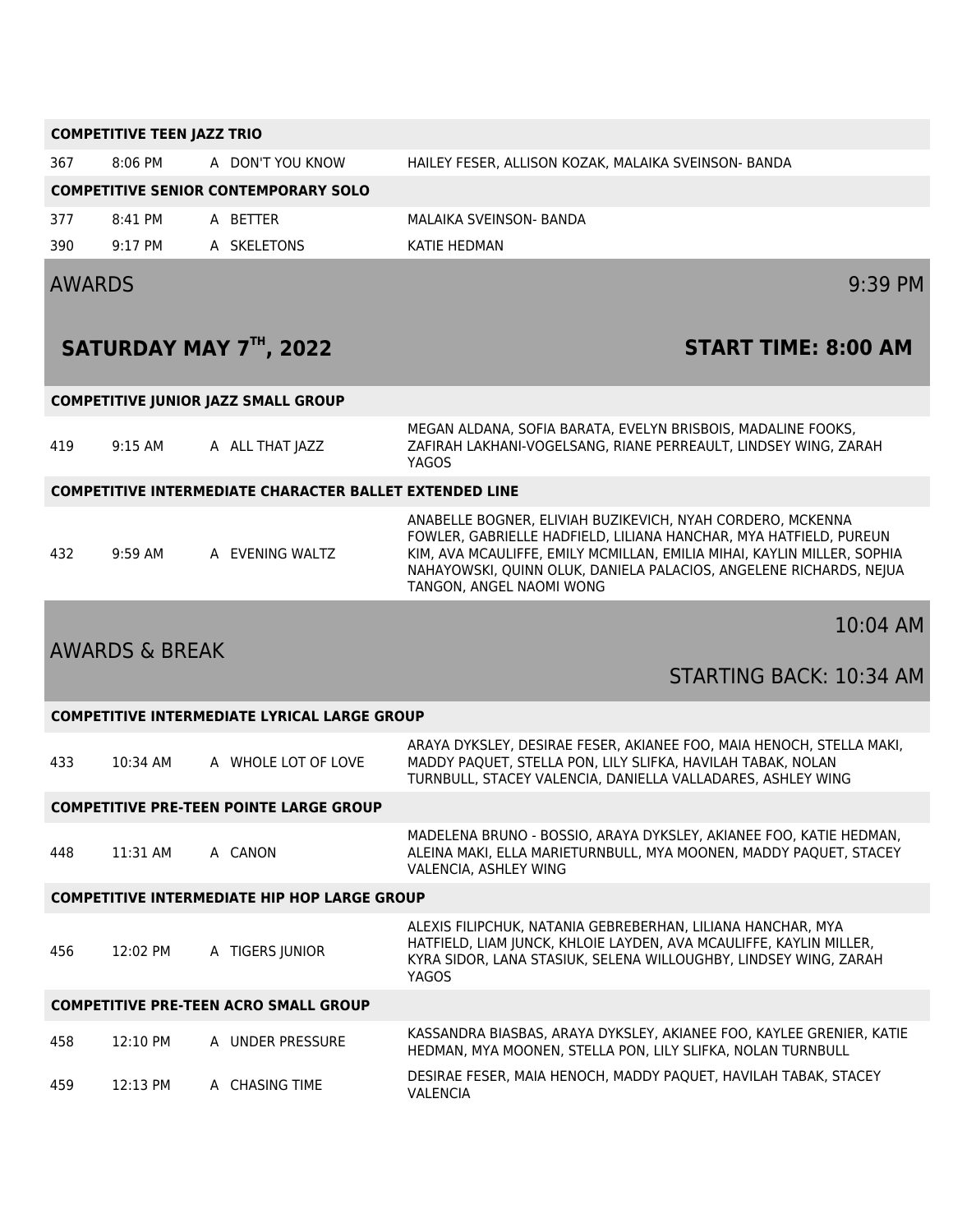### COMPETITIVE TEEN JAZZ TRIO

| | | | |
|---|---|---|---|
| 367 | 8:06 PM | A DON'T YOU KNOW | HAILEY FESER, ALLISON KOZAK, MALAIKA SVEINSON- BANDA |

### COMPETITIVE SENIOR CONTEMPORARY SOLO

| | | | |
|---|---|---|---|
| 377 | 8:41 PM | A BETTER | MALAIKA SVEINSON- BANDA |
| 390 | 9:17 PM | A SKELETONS | KATIE HEDMAN |

## AWARDS 9:39 PM

## SATURDAY MAY 7TH, 2022 — START TIME: 8:00 AM

### COMPETITIVE JUNIOR JAZZ SMALL GROUP

| | | | |
|---|---|---|---|
| 419 | 9:15 AM | A ALL THAT JAZZ | MEGAN ALDANA, SOFIA BARATA, EVELYN BRISBOIS, MADALINE FOOKS, ZAFIRAH LAKHANI-VOGELSANG, RIANE PERREAULT, LINDSEY WING, ZARAH YAGOS |

### COMPETITIVE INTERMEDIATE CHARACTER BALLET EXTENDED LINE

| | | | |
|---|---|---|---|
| 432 | 9:59 AM | A EVENING WALTZ | ANABELLE BOGNER, ELIVIAH BUZIKEVICH, NYAH CORDERO, MCKENNA FOWLER, GABRIELLE HADFIELD, LILIANA HANCHAR, MYA HATFIELD, PUREUN KIM, AVA MCAULIFFE, EMILY MCMILLAN, EMILIA MIHAI, KAYLIN MILLER, SOPHIA NAHAYOWSKI, QUINN OLUK, DANIELA PALACIOS, ANGELENE RICHARDS, NEJUA TANGON, ANGEL NAOMI WONG |

## AWARDS & BREAK 10:04 AM

STARTING BACK: 10:34 AM

### COMPETITIVE INTERMEDIATE LYRICAL LARGE GROUP

| | | | |
|---|---|---|---|
| 433 | 10:34 AM | A WHOLE LOT OF LOVE | ARAYA DYKSLEY, DESIRAE FESER, AKIANEE FOO, MAIA HENOCH, STELLA MAKI, MADDY PAQUET, STELLA PON, LILY SLIFKA, HAVILAH TABAK, NOLAN TURNBULL, STACEY VALENCIA, DANIELLA VALLADARES, ASHLEY WING |

### COMPETITIVE PRE-TEEN POINTE LARGE GROUP

| | | | |
|---|---|---|---|
| 448 | 11:31 AM | A CANON | MADELENA BRUNO - BOSSIO, ARAYA DYKSLEY, AKIANEE FOO, KATIE HEDMAN, ALEINA MAKI, ELLA MARIETURNBULL, MYA MOONEN, MADDY PAQUET, STACEY VALENCIA, ASHLEY WING |

### COMPETITIVE INTERMEDIATE HIP HOP LARGE GROUP

| | | | |
|---|---|---|---|
| 456 | 12:02 PM | A TIGERS JUNIOR | ALEXIS FILIPCHUK, NATANIA GEBREBERHAN, LILIANA HANCHAR, MYA HATFIELD, LIAM JUNCK, KHLOIE LAYDEN, AVA MCAULIFFE, KAYLIN MILLER, KYRA SIDOR, LANA STASIUK, SELENA WILLOUGHBY, LINDSEY WING, ZARAH YAGOS |

### COMPETITIVE PRE-TEEN ACRO SMALL GROUP

| | | | |
|---|---|---|---|
| 458 | 12:10 PM | A UNDER PRESSURE | KASSANDRA BIASBAS, ARAYA DYKSLEY, AKIANEE FOO, KAYLEE GRENIER, KATIE HEDMAN, MYA MOONEN, STELLA PON, LILY SLIFKA, NOLAN TURNBULL |
| 459 | 12:13 PM | A CHASING TIME | DESIRAE FESER, MAIA HENOCH, MADDY PAQUET, HAVILAH TABAK, STACEY VALENCIA |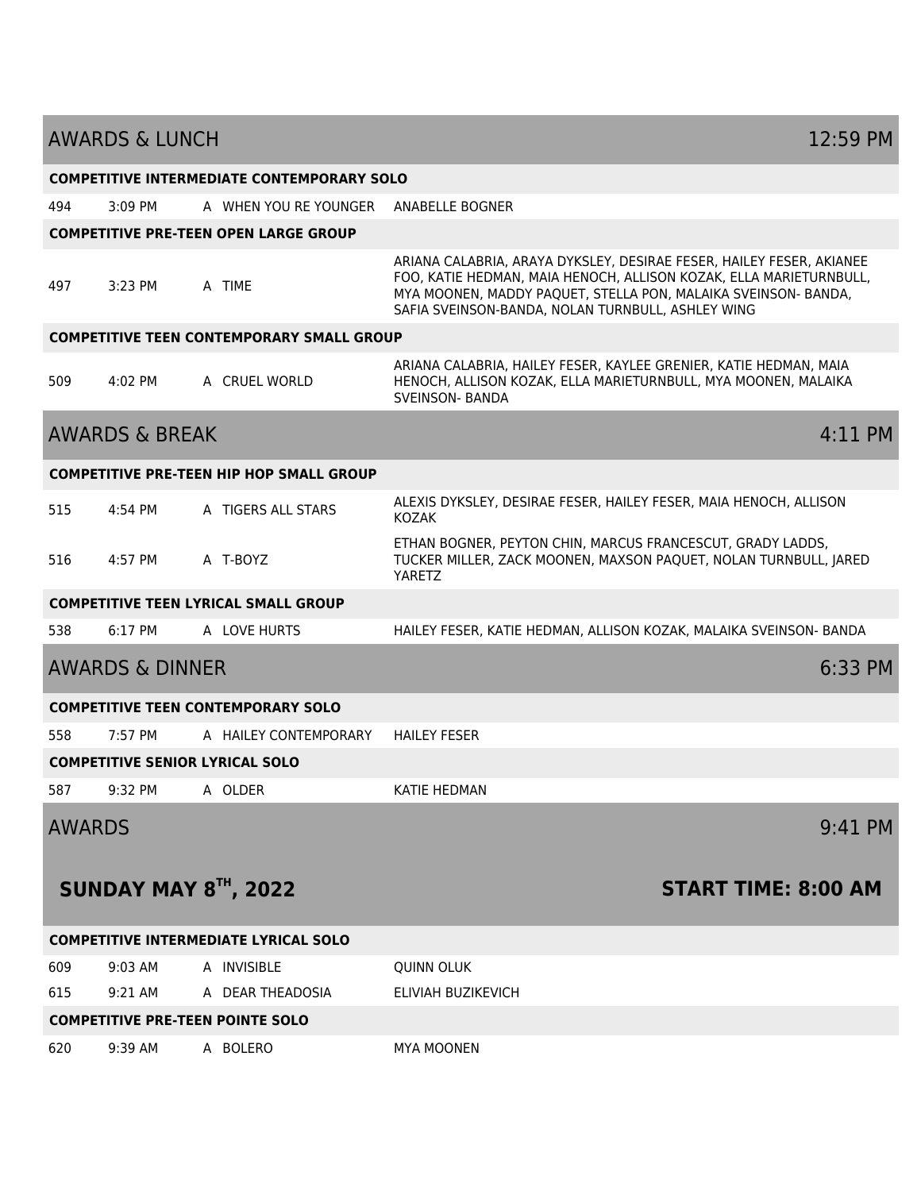## AWARDS & LUNCH — 12:59 PM

**COMPETITIVE INTERMEDIATE CONTEMPORARY SOLO**

| # | Time | | Title | Dancers |
|---|---|---|---|---|
| 494 | 3:09 PM | A | WHEN YOU RE YOUNGER | ANABELLE BOGNER |

**COMPETITIVE PRE-TEEN OPEN LARGE GROUP**

| # | Time | | Title | Dancers |
|---|---|---|---|---|
| 497 | 3:23 PM | A | TIME | ARIANA CALABRIA, ARAYA DYKSLEY, DESIRAE FESER, HAILEY FESER, AKIANEE FOO, KATIE HEDMAN, MAIA HENOCH, ALLISON KOZAK, ELLA MARIETURNBULL, MYA MOONEN, MADDY PAQUET, STELLA PON, MALAIKA SVEINSON- BANDA, SAFIA SVEINSON-BANDA, NOLAN TURNBULL, ASHLEY WING |

**COMPETITIVE TEEN CONTEMPORARY SMALL GROUP**

| # | Time | | Title | Dancers |
|---|---|---|---|---|
| 509 | 4:02 PM | A | CRUEL WORLD | ARIANA CALABRIA, HAILEY FESER, KAYLEE GRENIER, KATIE HEDMAN, MAIA HENOCH, ALLISON KOZAK, ELLA MARIETURNBULL, MYA MOONEN, MALAIKA SVEINSON- BANDA |

## AWARDS & BREAK — 4:11 PM

**COMPETITIVE PRE-TEEN HIP HOP SMALL GROUP**

| # | Time | | Title | Dancers |
|---|---|---|---|---|
| 515 | 4:54 PM | A | TIGERS ALL STARS | ALEXIS DYKSLEY, DESIRAE FESER, HAILEY FESER, MAIA HENOCH, ALLISON KOZAK |
| 516 | 4:57 PM | A | T-BOYZ | ETHAN BOGNER, PEYTON CHIN, MARCUS FRANCESCUT, GRADY LADDS, TUCKER MILLER, ZACK MOONEN, MAXSON PAQUET, NOLAN TURNBULL, JARED YARETZ |

**COMPETITIVE TEEN LYRICAL SMALL GROUP**

| # | Time | | Title | Dancers |
|---|---|---|---|---|
| 538 | 6:17 PM | A | LOVE HURTS | HAILEY FESER, KATIE HEDMAN, ALLISON KOZAK, MALAIKA SVEINSON- BANDA |

## AWARDS & DINNER — 6:33 PM

**COMPETITIVE TEEN CONTEMPORARY SOLO**

| # | Time | | Title | Dancers |
|---|---|---|---|---|
| 558 | 7:57 PM | A | HAILEY CONTEMPORARY | HAILEY FESER |

**COMPETITIVE SENIOR LYRICAL SOLO**

| # | Time | | Title | Dancers |
|---|---|---|---|---|
| 587 | 9:32 PM | A | OLDER | KATIE HEDMAN |

## AWARDS — 9:41 PM

# SUNDAY MAY 8TH, 2022 — START TIME: 8:00 AM

**COMPETITIVE INTERMEDIATE LYRICAL SOLO**

| # | Time | | Title | Dancers |
|---|---|---|---|---|
| 609 | 9:03 AM | A | INVISIBLE | QUINN OLUK |
| 615 | 9:21 AM | A | DEAR THEADOSIA | ELIVIAH BUZIKEVICH |

**COMPETITIVE PRE-TEEN POINTE SOLO**

| # | Time | | Title | Dancers |
|---|---|---|---|---|
| 620 | 9:39 AM | A | BOLERO | MYA MOONEN |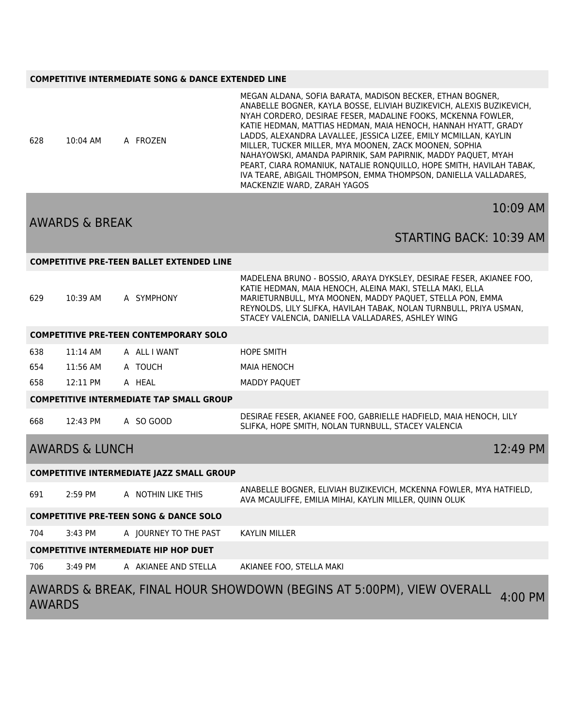**COMPETITIVE INTERMEDIATE SONG & DANCE EXTENDED LINE**

| | | | |
|---|---|---|---|
| 628 | 10:04 AM | A FROZEN | MEGAN ALDANA, SOFIA BARATA, MADISON BECKER, ETHAN BOGNER, ANABELLE BOGNER, KAYLA BOSSE, ELIVIAH BUZIKEVICH, ALEXIS BUZIKEVICH, NYAH CORDERO, DESIRAE FESER, MADALINE FOOKS, MCKENNA FOWLER, KATIE HEDMAN, MATTIAS HEDMAN, MAIA HENOCH, HANNAH HYATT, GRADY LADDS, ALEXANDRA LAVALLEE, JESSICA LIZEE, EMILY MCMILLAN, KAYLIN MILLER, TUCKER MILLER, MYA MOONEN, ZACK MOONEN, SOPHIA NAHAYOWSKI, AMANDA PAPIRNIK, SAM PAPIRNIK, MADDY PAQUET, MYAH PEART, CIARA ROMANIUK, NATALIE RONQUILLO, HOPE SMITH, HAVILAH TABAK, IVA TEARE, ABIGAIL THOMPSON, EMMA THOMPSON, DANIELLA VALLADARES, MACKENZIE WARD, ZARAH YAGOS |

## AWARDS & BREAK

10:09 AM

STARTING BACK: 10:39 AM

**COMPETITIVE PRE-TEEN BALLET EXTENDED LINE**

| | | | |
|---|---|---|---|
| 629 | 10:39 AM | A SYMPHONY | MADELENA BRUNO - BOSSIO, ARAYA DYKSLEY, DESIRAE FESER, AKIANEE FOO, KATIE HEDMAN, MAIA HENOCH, ALEINA MAKI, STELLA MAKI, ELLA MARIETURNBULL, MYA MOONEN, MADDY PAQUET, STELLA PON, EMMA REYNOLDS, LILY SLIFKA, HAVILAH TABAK, NOLAN TURNBULL, PRIYA USMAN, STACEY VALENCIA, DANIELLA VALLADARES, ASHLEY WING |

**COMPETITIVE PRE-TEEN CONTEMPORARY SOLO**

| | | | |
|---|---|---|---|
| 638 | 11:14 AM | A ALL I WANT | HOPE SMITH |
| 654 | 11:56 AM | A TOUCH | MAIA HENOCH |
| 658 | 12:11 PM | A HEAL | MADDY PAQUET |

**COMPETITIVE INTERMEDIATE TAP SMALL GROUP**

| | | | |
|---|---|---|---|
| 668 | 12:43 PM | A SO GOOD | DESIRAE FESER, AKIANEE FOO, GABRIELLE HADFIELD, MAIA HENOCH, LILY SLIFKA, HOPE SMITH, NOLAN TURNBULL, STACEY VALENCIA |

## AWARDS & LUNCH

12:49 PM

**COMPETITIVE INTERMEDIATE JAZZ SMALL GROUP**

| | | | |
|---|---|---|---|
| 691 | 2:59 PM | A NOTHIN LIKE THIS | ANABELLE BOGNER, ELIVIAH BUZIKEVICH, MCKENNA FOWLER, MYA HATFIELD, AVA MCAULIFFE, EMILIA MIHAI, KAYLIN MILLER, QUINN OLUK |

**COMPETITIVE PRE-TEEN SONG & DANCE SOLO**

| | | | |
|---|---|---|---|
| 704 | 3:43 PM | A JOURNEY TO THE PAST | KAYLIN MILLER |

**COMPETITIVE INTERMEDIATE HIP HOP DUET**

| | | | |
|---|---|---|---|
| 706 | 3:49 PM | A AKIANEE AND STELLA | AKIANEE FOO, STELLA MAKI |

## AWARDS & BREAK, FINAL HOUR SHOWDOWN (BEGINS AT 5:00PM), VIEW OVERALL AWARDS

4:00 PM